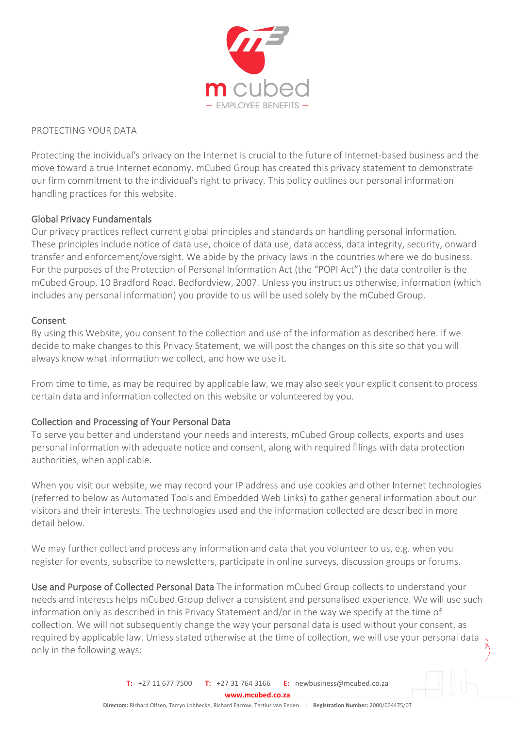PROTECTING YOUR DATA

Protecting the individual's privacy on the Internet is crucial to the future of Internet-based business and the move toward a true Internet economy. mCubed Group has created this privacy statement to demonstrate our firm commitment to the individual's right to privacy. This policy outlines our personal information handling practices for this website.

## Global Privacy Fundamentals

Our privacy practices reflect current global principles and standards on handling personal information. These principles include notice of data use, choice of data use, data access, data integrity, security, onward transfer and enforcement/oversight. We abide by the privacy laws in the countries where we do business. For the purposes of the Protection of Personal Information Act (the "POPI Act") the data controller is the mCubed Group, 10 Bradford Road, Bedfordview, 2007. Unless you instruct us otherwise, information (which includes any personal information) you provide to us will be used solely by the mCubed Group.

## Consent

By using this Website, you consent to the collection and use of the information as described here. If we decide to make changes to this Privacy Statement, we will post the changes on this site so that you will always know what information we collect, and how we use it.

From time to time, as may be required by applicable law, we may also seek your explicit consent to process certain data and information collected on this website or volunteered by you.

## Collection and Processing of Your Personal Data

To serve you better and understand your needs and interests, mCubed Group collects, exports and uses personal information with adequate notice and consent, along with required filings with data protection authorities, when applicable.

When you visit our website, we may record your IP address and use cookies and other Internet technologies (referred to below as Automated Tools and Embedded Web Links) to gather general information about our visitors and their interests. The technologies used and the information collected are described in more detail below.

We may further collect and process any information and data that you volunteer to us, e.g. when you register for events, subscribe to newsletters, participate in online surveys, discussion groups or forums.

**Use and Purpose of Collected Personal Data** The information mCubed Group collects to understand your needs and interests helps mCubed Group deliver a consistent and personalised experience. We will use such information only as described in this Privacy Statement and/or in the way we specify at the time of collection. We will not subsequently change the way your personal data is used without your consent, as required by applicable law. Unless stated otherwise at the time of collection, we will use your personal data only in the following ways: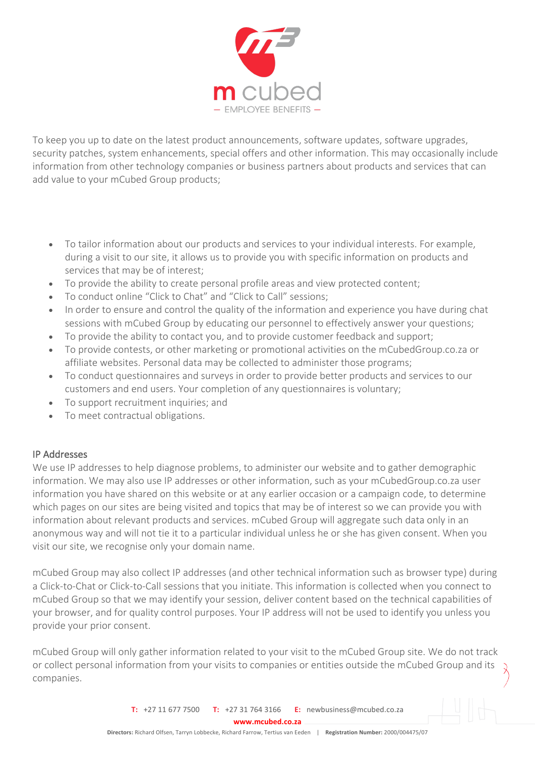To keep you up to date on the latest product announcements, software updates, software upgrades, security patches, system enhancements, special offers and other information. This may occasionally include information from other technology companies or business partners about products and services that can add value to your mCubed Group products;

- To tailor information about our products and services to your individual interests. For example, during a visit to our site, it allows us to provide you with specific information on products and services that may be of interest;
- To provide the ability to create personal profile areas and view protected content;
- To conduct online "Click to Chat" and "Click to Call" sessions;
- In order to ensure and control the quality of the information and experience you have during chat sessions with mCubed Group by educating our personnel to effectively answer your questions;
- To provide the ability to contact you, and to provide customer feedback and support;
- To provide contests, or other marketing or promotional activities on the mCubedGroup.co.za or affiliate websites. Personal data may be collected to administer those programs;
- To conduct questionnaires and surveys in order to provide better products and services to our customers and end users. Your completion of any questionnaires is voluntary;
- To support recruitment inquiries; and
- To meet contractual obligations.

## IP Addresses

We use IP addresses to help diagnose problems, to administer our website and to gather demographic information. We may also use IP addresses or other information, such as your mCubedGroup.co.za user information you have shared on this website or at any earlier occasion or a campaign code, to determine which pages on our sites are being visited and topics that may be of interest so we can provide you with information about relevant products and services. mCubed Group will aggregate such data only in an anonymous way and will not tie it to a particular individual unless he or she has given consent. When you visit our site, we recognise only your domain name.

mCubed Group may also collect IP addresses (and other technical information such as browser type) during a Click-to-Chat or Click-to-Call sessions that you initiate. This information is collected when you connect to mCubed Group so that we may identify your session, deliver content based on the technical capabilities of your browser, and for quality control purposes. Your IP address will not be used to identify you unless you provide your prior consent.

mCubed Group will only gather information related to your visit to the mCubed Group site. We do not track or collect personal information from your visits to companies or entities outside the mCubed Group and its companies.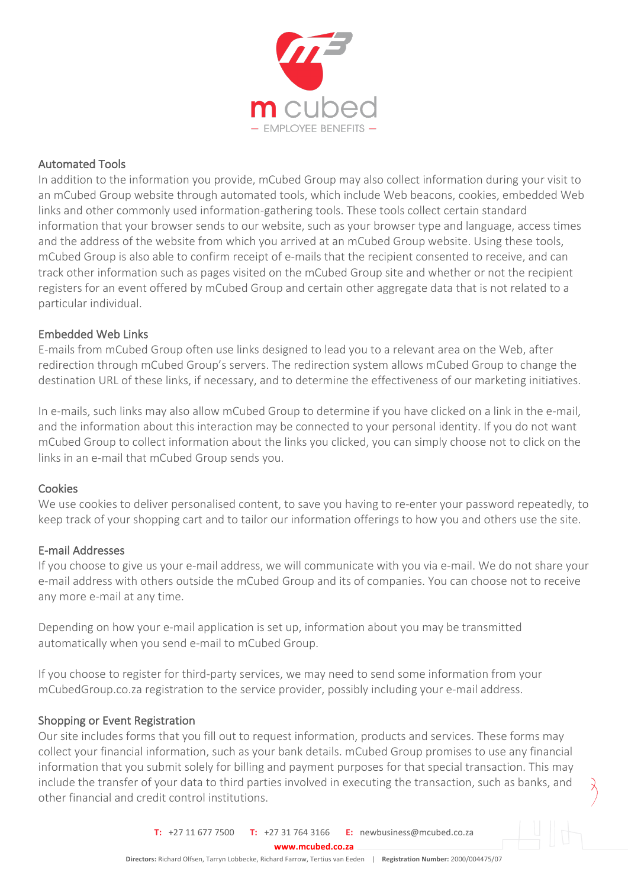## Automated Tools

In addition to the information you provide, mCubed Group may also collect information during your visit to an mCubed Group website through automated tools, which include Web beacons, cookies, embedded Web links and other commonly used information-gathering tools. These tools collect certain standard information that your browser sends to our website, such as your browser type and language, access times and the address of the website from which you arrived at an mCubed Group website. Using these tools, mCubed Group is also able to confirm receipt of e-mails that the recipient consented to receive, and can track other information such as pages visited on the mCubed Group site and whether or not the recipient registers for an event offered by mCubed Group and certain other aggregate data that is not related to a particular individual.

## Embedded Web Links

E-mails from mCubed Group often use links designed to lead you to a relevant area on the Web, after redirection through mCubed Group's servers. The redirection system allows mCubed Group to change the destination URL of these links, if necessary, and to determine the effectiveness of our marketing initiatives.

In e-mails, such links may also allow mCubed Group to determine if you have clicked on a link in the e-mail, and the information about this interaction may be connected to your personal identity. If you do not want mCubed Group to collect information about the links you clicked, you can simply choose not to click on the links in an e-mail that mCubed Group sends you.

## Cookies

We use cookies to deliver personalised content, to save you having to re-enter your password repeatedly, to keep track of your shopping cart and to tailor our information offerings to how you and others use the site.

## E-mail Addresses

If you choose to give us your e-mail address, we will communicate with you via e-mail. We do not share your e-mail address with others outside the mCubed Group and its of companies. You can choose not to receive any more e-mail at any time.

Depending on how your e-mail application is set up, information about you may be transmitted automatically when you send e-mail to mCubed Group.

If you choose to register for third-party services, we may need to send some information from your mCubedGroup.co.za registration to the service provider, possibly including your e-mail address.

## Shopping or Event Registration

Our site includes forms that you fill out to request information, products and services. These forms may collect your financial information, such as your bank details. mCubed Group promises to use any financial information that you submit solely for billing and payment purposes for that special transaction. This may include the transfer of your data to third parties involved in executing the transaction, such as banks, and other financial and credit control institutions.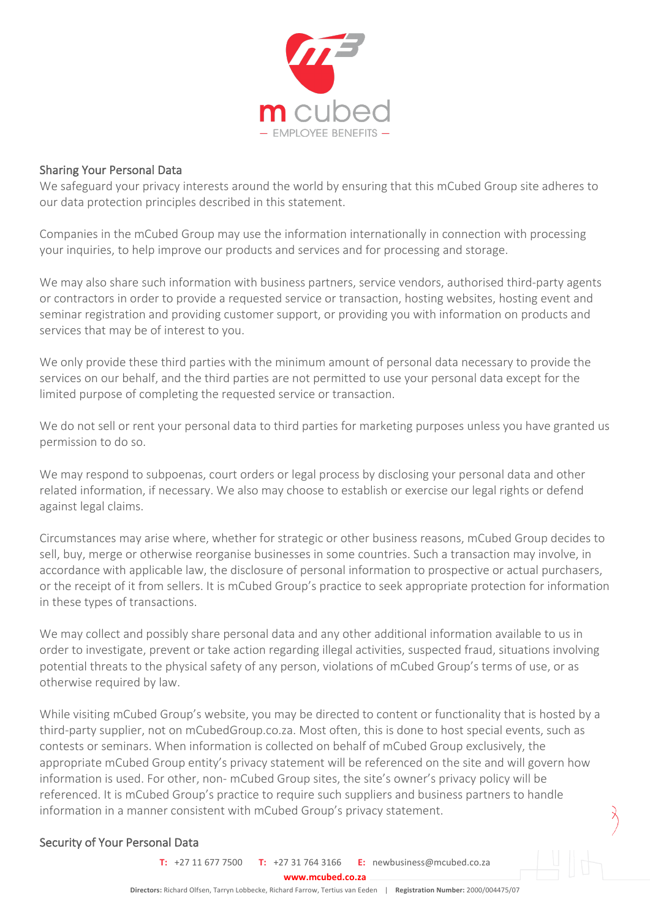## Sharing Your Personal Data

We safeguard your privacy interests around the world by ensuring that this mCubed Group site adheres to our data protection principles described in this statement.

Companies in the mCubed Group may use the information internationally in connection with processing your inquiries, to help improve our products and services and for processing and storage.

We may also share such information with business partners, service vendors, authorised third-party agents or contractors in order to provide a requested service or transaction, hosting websites, hosting event and seminar registration and providing customer support, or providing you with information on products and services that may be of interest to you.

We only provide these third parties with the minimum amount of personal data necessary to provide the services on our behalf, and the third parties are not permitted to use your personal data except for the limited purpose of completing the requested service or transaction.

We do not sell or rent your personal data to third parties for marketing purposes unless you have granted us permission to do so.

We may respond to subpoenas, court orders or legal process by disclosing your personal data and other related information, if necessary. We also may choose to establish or exercise our legal rights or defend against legal claims.

Circumstances may arise where, whether for strategic or other business reasons, mCubed Group decides to sell, buy, merge or otherwise reorganise businesses in some countries. Such a transaction may involve, in accordance with applicable law, the disclosure of personal information to prospective or actual purchasers, or the receipt of it from sellers. It is mCubed Group's practice to seek appropriate protection for information in these types of transactions.

We may collect and possibly share personal data and any other additional information available to us in order to investigate, prevent or take action regarding illegal activities, suspected fraud, situations involving potential threats to the physical safety of any person, violations of mCubed Group's terms of use, or as otherwise required by law.

While visiting mCubed Group's website, you may be directed to content or functionality that is hosted by a third-party supplier, not on mCubedGroup.co.za. Most often, this is done to host special events, such as contests or seminars. When information is collected on behalf of mCubed Group exclusively, the appropriate mCubed Group entity's privacy statement will be referenced on the site and will govern how information is used. For other, non- mCubed Group sites, the site's owner's privacy policy will be referenced. It is mCubed Group's practice to require such suppliers and business partners to handle information in a manner consistent with mCubed Group's privacy statement.

## Security of Your Personal Data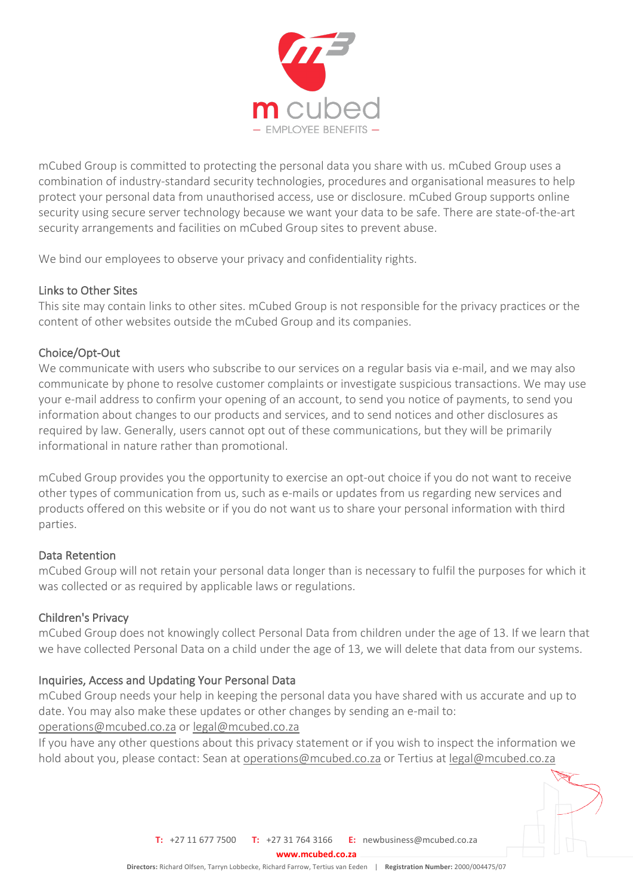mCubed Group is committed to protecting the personal data you share with us. mCubed Group uses a combination of industry-standard security technologies, procedures and organisational measures to help protect your personal data from unauthorised access, use or disclosure. mCubed Group supports online security using secure server technology because we want your data to be safe. There are state-of-the-art security arrangements and facilities on mCubed Group sites to prevent abuse.

We bind our employees to observe your privacy and confidentiality rights.

## Links to Other Sites

This site may contain links to other sites. mCubed Group is not responsible for the privacy practices or the content of other websites outside the mCubed Group and its companies.

## Choice/Opt-Out

We communicate with users who subscribe to our services on a regular basis via e-mail, and we may also communicate by phone to resolve customer complaints or investigate suspicious transactions. We may use your e-mail address to confirm your opening of an account, to send you notice of payments, to send you information about changes to our products and services, and to send notices and other disclosures as required by law. Generally, users cannot opt out of these communications, but they will be primarily informational in nature rather than promotional.

mCubed Group provides you the opportunity to exercise an opt-out choice if you do not want to receive other types of communication from us, such as e-mails or updates from us regarding new services and products offered on this website or if you do not want us to share your personal information with third parties.

## Data Retention

mCubed Group will not retain your personal data longer than is necessary to fulfil the purposes for which it was collected or as required by applicable laws or regulations.

## Children's Privacy

mCubed Group does not knowingly collect Personal Data from children under the age of 13. If we learn that we have collected Personal Data on a child under the age of 13, we will delete that data from our systems.

## Inquiries, Access and Updating Your Personal Data

mCubed Group needs your help in keeping the personal data you have shared with us accurate and up to date. You may also make these updates or other changes by sending an e-mail to: operations@mcubed.co.za or legal@mcubed.co.za

If you have any other questions about this privacy statement or if you wish to inspect the information we hold about you, please contact: Sean at operations@mcubed.co.za or Tertius at legal@mcubed.co.za